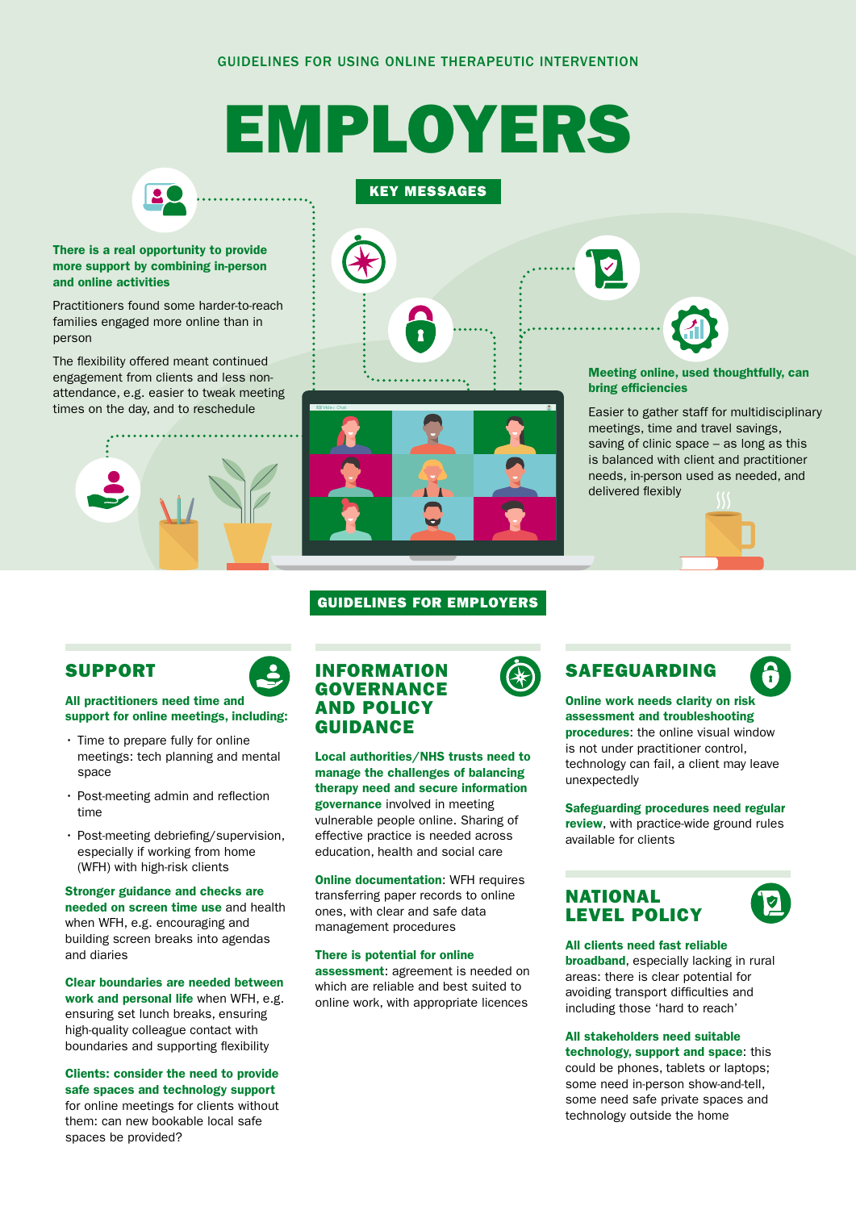GUIDELINES FOR USING ONLINE THERAPEUTIC INTERVENTION

# EMPLOYERS

## KEY MESSAGES

**There is a real opportunity to provide more support by combining in-person and online activities**

Practitioners found some harder-to-reach families engaged more online than in person

The flexibility offered meant continued engagement from clients and less non-attendance, e.g. easier to tweak meeting times on the day, and to reschedule

**Meeting online, used thoughtfully, can bring efficiencies**

Easier to gather staff for multidisciplinary meetings, time and travel savings, saving of clinic space – as long as this is balanced with client and practitioner needs, in-person used as needed, and delivered flexibly

## GUIDELINES FOR EMPLOYERS

### SUPPORT

**All practitioners need time and support for online meetings, including:**

- Time to prepare fully for online meetings: tech planning and mental space
- Post-meeting admin and reflection time
- Post-meeting debriefing/supervision, especially if working from home (WFH) with high-risk clients

**Stronger guidance and checks are needed on screen time use** and health when WFH, e.g. encouraging and building screen breaks into agendas and diaries

**Clear boundaries are needed between work and personal life** when WFH, e.g. ensuring set lunch breaks, ensuring high-quality colleague contact with boundaries and supporting flexibility

**Clients: consider the need to provide safe spaces and technology support** for online meetings for clients without them: can new bookable local safe spaces be provided?

### INFORMATION GOVERNANCE AND POLICY GUIDANCE

**Local authorities/NHS trusts need to manage the challenges of balancing therapy need and secure information governance** involved in meeting vulnerable people online. Sharing of effective practice is needed across education, health and social care

**Online documentation**: WFH requires transferring paper records to online ones, with clear and safe data management procedures

**There is potential for online assessment**: agreement is needed on which are reliable and best suited to online work, with appropriate licences

### SAFEGUARDING

**Online work needs clarity on risk assessment and troubleshooting procedures**: the online visual window is not under practitioner control, technology can fail, a client may leave unexpectedly

**Safeguarding procedures need regular review**, with practice-wide ground rules available for clients

### NATIONAL LEVEL POLICY

**All clients need fast reliable broadband**, especially lacking in rural areas: there is clear potential for avoiding transport difficulties and including those 'hard to reach'

**All stakeholders need suitable technology, support and space**: this could be phones, tablets or laptops; some need in-person show-and-tell, some need safe private spaces and technology outside the home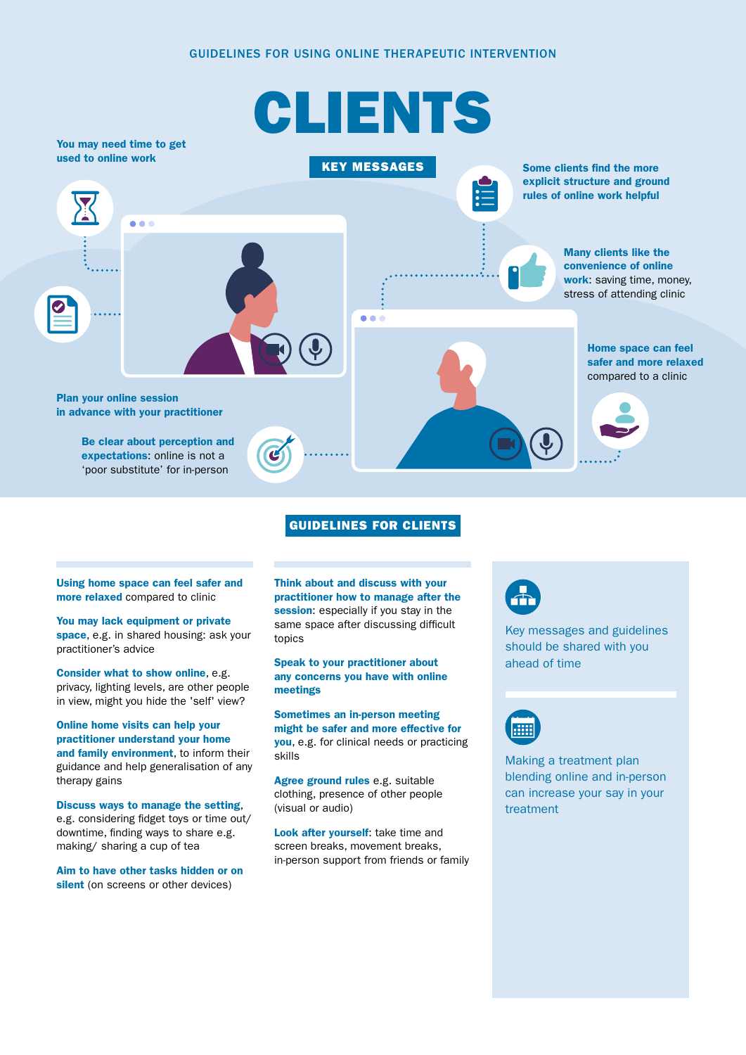GUIDELINES FOR USING ONLINE THERAPEUTIC INTERVENTION

# CLIENTS

## KEY MESSAGES

**You may need time to get used to online work**

**Plan your online session in advance with your practitioner**

**Be clear about perception and expectations**: online is not a 'poor substitute' for in-person

**Some clients find the more explicit structure and ground rules of online work helpful**

**Many clients like the convenience of online work**: saving time, money, stress of attending clinic

**Home space can feel safer and more relaxed** compared to a clinic

## GUIDELINES FOR CLIENTS

**Using home space can feel safer and more relaxed** compared to clinic

**You may lack equipment or private space**, e.g. in shared housing: ask your practitioner's advice

**Consider what to show online**, e.g. privacy, lighting levels, are other people in view, might you hide the 'self' view?

**Online home visits can help your practitioner understand your home and family environment**, to inform their guidance and help generalisation of any therapy gains

**Discuss ways to manage the setting**, e.g. considering fidget toys or time out/ downtime, finding ways to share e.g. making/ sharing a cup of tea

**Aim to have other tasks hidden or on silent** (on screens or other devices)

**Think about and discuss with your practitioner how to manage after the session**: especially if you stay in the same space after discussing difficult topics

**Speak to your practitioner about any concerns you have with online meetings**

**Sometimes an in-person meeting might be safer and more effective for you**, e.g. for clinical needs or practicing skills

**Agree ground rules** e.g. suitable clothing, presence of other people (visual or audio)

**Look after yourself**: take time and screen breaks, movement breaks, in-person support from friends or family

Key messages and guidelines should be shared with you ahead of time

Making a treatment plan blending online and in-person can increase your say in your treatment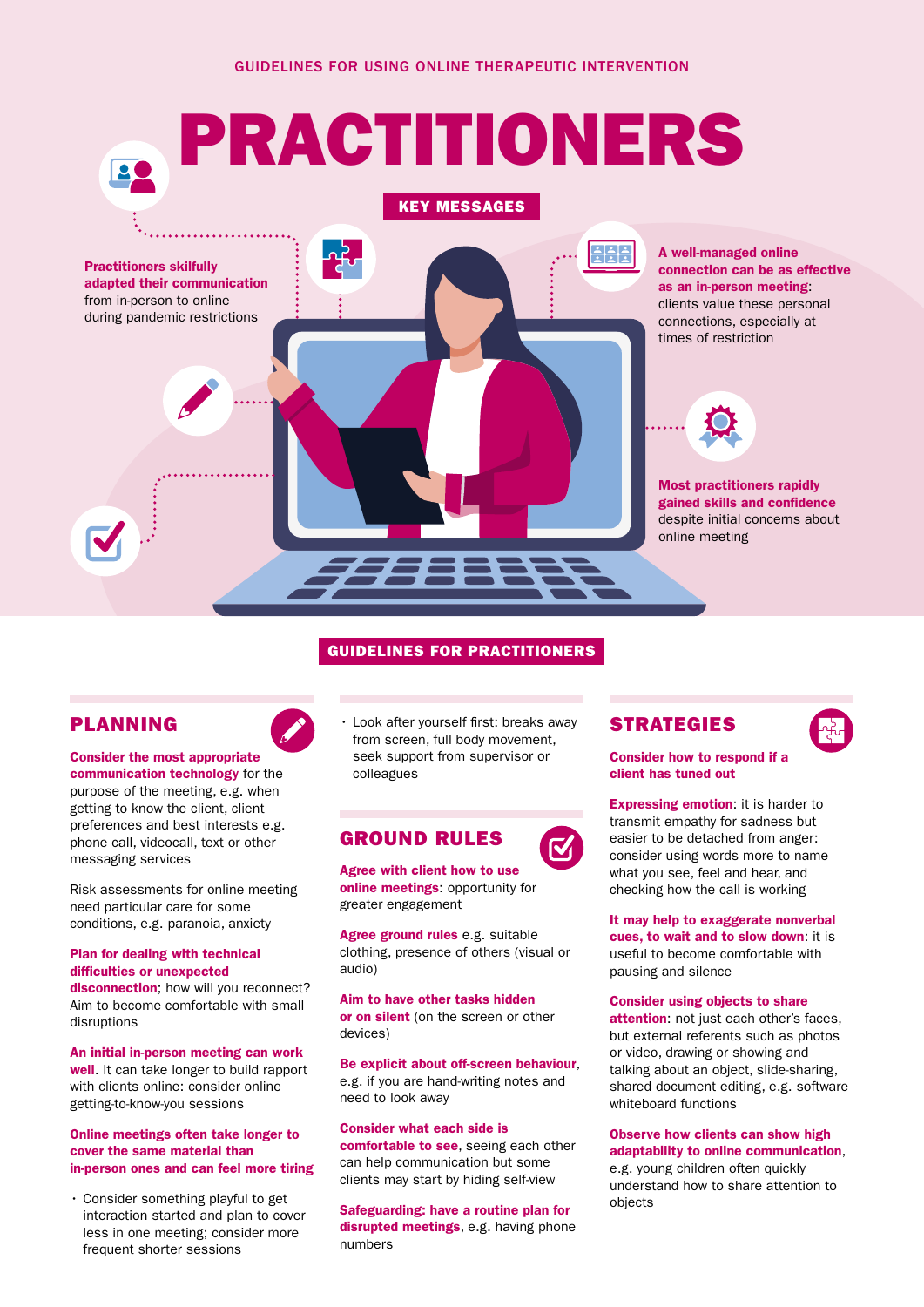GUIDELINES FOR USING ONLINE THERAPEUTIC INTERVENTION

# PRACTITIONERS

## KEY MESSAGES

**Practitioners skilfully adapted their communication** from in-person to online during pandemic restrictions

**A well-managed online connection can be as effective as an in-person meeting**: clients value these personal connections, especially at times of restriction

**Most practitioners rapidly gained skills and confidence** despite initial concerns about online meeting

## GUIDELINES FOR PRACTITIONERS

### PLANNING

**Consider the most appropriate communication technology** for the purpose of the meeting, e.g. when getting to know the client, client preferences and best interests e.g. phone call, videocall, text or other messaging services

Risk assessments for online meeting need particular care for some conditions, e.g. paranoia, anxiety

**Plan for dealing with technical difficulties or unexpected disconnection**; how will you reconnect? Aim to become comfortable with small disruptions

**An initial in-person meeting can work well.** It can take longer to build rapport with clients online: consider online getting-to-know-you sessions

**Online meetings often take longer to cover the same material than in-person ones and can feel more tiring**

- Consider something playful to get interaction started and plan to cover less in one meeting; consider more frequent shorter sessions
- Look after yourself first: breaks away from screen, full body movement, seek support from supervisor or colleagues

### GROUND RULES

**Agree with client how to use online meetings**: opportunity for greater engagement

**Agree ground rules** e.g. suitable clothing, presence of others (visual or audio)

**Aim to have other tasks hidden or on silent** (on the screen or other devices)

**Be explicit about off-screen behaviour**, e.g. if you are hand-writing notes and need to look away

**Consider what each side is comfortable to see**, seeing each other can help communication but some clients may start by hiding self-view

**Safeguarding: have a routine plan for disrupted meetings**, e.g. having phone numbers

### STRATEGIES

**Consider how to respond if a client has tuned out**

**Expressing emotion**: it is harder to transmit empathy for sadness but easier to be detached from anger: consider using words more to name what you see, feel and hear, and checking how the call is working

**It may help to exaggerate nonverbal cues, to wait and to slow down**: it is useful to become comfortable with pausing and silence

**Consider using objects to share attention**: not just each other's faces, but external referents such as photos or video, drawing or showing and talking about an object, slide-sharing, shared document editing, e.g. software whiteboard functions

**Observe how clients can show high adaptability to online communication**, e.g. young children often quickly understand how to share attention to objects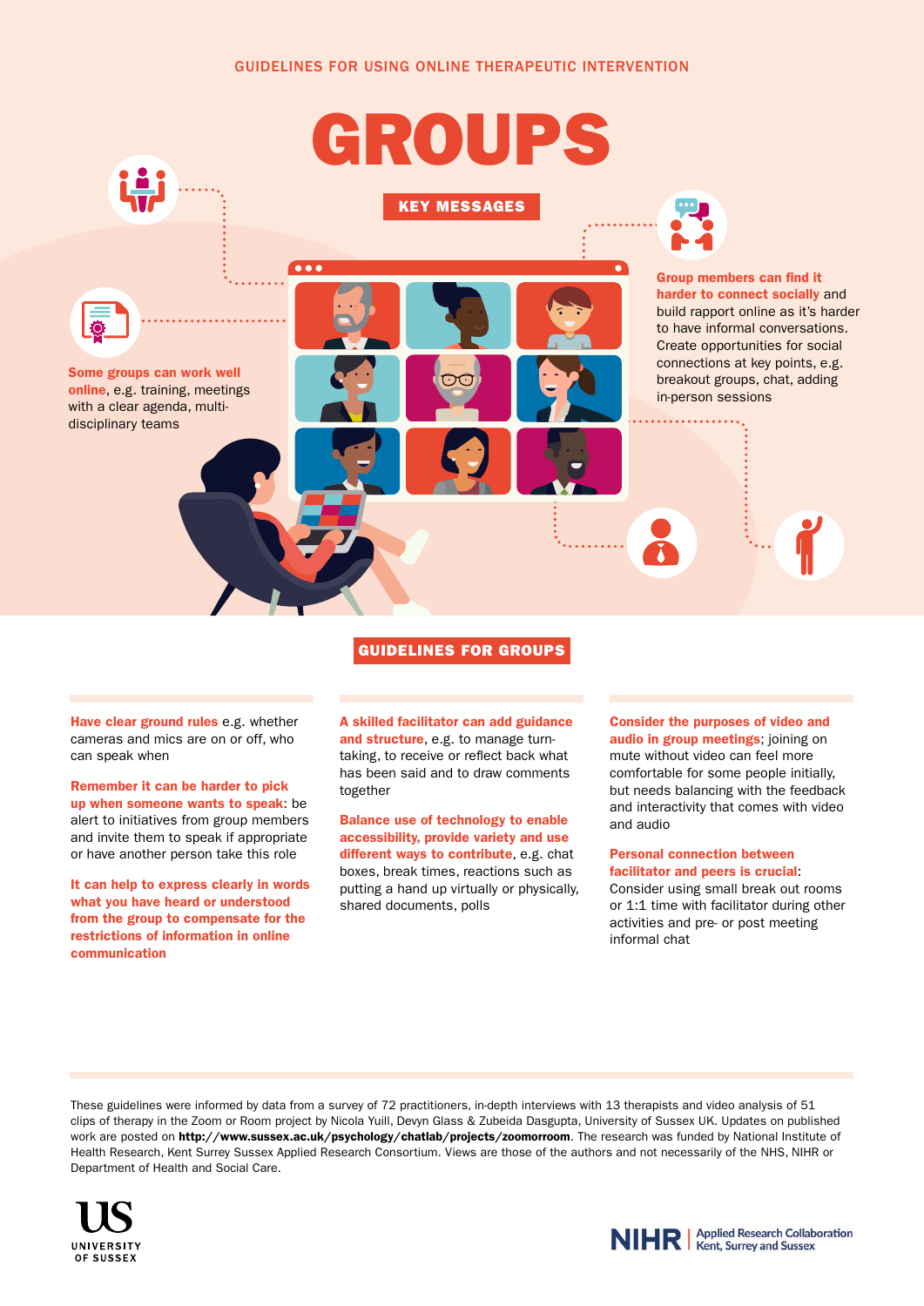GUIDELINES FOR USING ONLINE THERAPEUTIC INTERVENTION

# GROUPS

## KEY MESSAGES

**Some groups can work well online**, e.g. training, meetings with a clear agenda, multi-disciplinary teams

**Group members can find it harder to connect socially** and build rapport online as it's harder to have informal conversations. Create opportunities for social connections at key points, e.g. breakout groups, chat, adding in-person sessions

## GUIDELINES FOR GROUPS

**Have clear ground rules** e.g. whether cameras and mics are on or off, who can speak when

**Remember it can be harder to pick up when someone wants to speak**: be alert to initiatives from group members and invite them to speak if appropriate or have another person take this role

**It can help to express clearly in words what you have heard or understood from the group to compensate for the restrictions of information in online communication**

**A skilled facilitator can add guidance and structure**, e.g. to manage turn-taking, to receive or reflect back what has been said and to draw comments together

**Balance use of technology to enable accessibility, provide variety and use different ways to contribute**, e.g. chat boxes, break times, reactions such as putting a hand up virtually or physically, shared documents, polls

**Consider the purposes of video and audio in group meetings**; joining on mute without video can feel more comfortable for some people initially, but needs balancing with the feedback and interactivity that comes with video and audio

**Personal connection between facilitator and peers is crucial**: Consider using small break out rooms or 1:1 time with facilitator during other activities and pre- or post meeting informal chat

These guidelines were informed by data from a survey of 72 practitioners, in-depth interviews with 13 therapists and video analysis of 51 clips of therapy in the Zoom or Room project by Nicola Yuill, Devyn Glass & Zubeida Dasgupta, University of Sussex UK. Updates on published work are posted on **http://www.sussex.ac.uk/psychology/chatlab/projects/zoomorroom**. The research was funded by National Institute of Health Research, Kent Surrey Sussex Applied Research Consortium. Views are those of the authors and not necessarily of the NHS, NIHR or Department of Health and Social Care.

US UNIVERSITY OF SUSSEX

NIHR | Applied Research Collaboration Kent, Surrey and Sussex